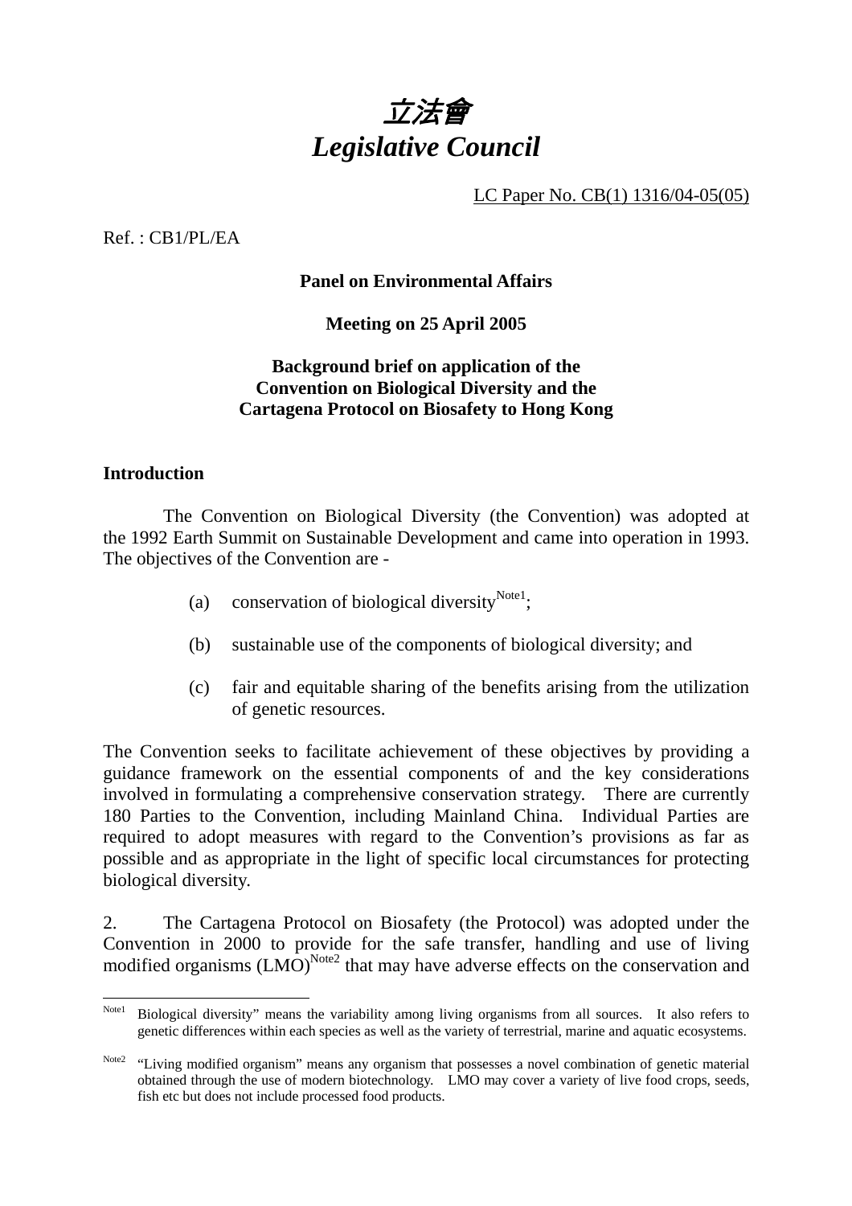# *立法會*
# *Legislative Council*

LC Paper No. CB(1) 1316/04-05(05)

Ref. : CB1/PL/EA

**Panel on Environmental Affairs**

**Meeting on 25 April 2005**

**Background brief on application of the Convention on Biological Diversity and the Cartagena Protocol on Biosafety to Hong Kong**

## Introduction

The Convention on Biological Diversity (the Convention) was adopted at the 1992 Earth Summit on Sustainable Development and came into operation in 1993. The objectives of the Convention are -

(a) conservation of biological diversity[Note1];

(b) sustainable use of the components of biological diversity; and

(c) fair and equitable sharing of the benefits arising from the utilization of genetic resources.

The Convention seeks to facilitate achievement of these objectives by providing a guidance framework on the essential components of and the key considerations involved in formulating a comprehensive conservation strategy. There are currently 180 Parties to the Convention, including Mainland China. Individual Parties are required to adopt measures with regard to the Convention's provisions as far as possible and as appropriate in the light of specific local circumstances for protecting biological diversity.

2. The Cartagena Protocol on Biosafety (the Protocol) was adopted under the Convention in 2000 to provide for the safe transfer, handling and use of living modified organisms (LMO)[Note2] that may have adverse effects on the conservation and

---

[Note1] Biological diversity" means the variability among living organisms from all sources. It also refers to genetic differences within each species as well as the variety of terrestrial, marine and aquatic ecosystems.

[Note2] "Living modified organism" means any organism that possesses a novel combination of genetic material obtained through the use of modern biotechnology. LMO may cover a variety of live food crops, seeds, fish etc but does not include processed food products.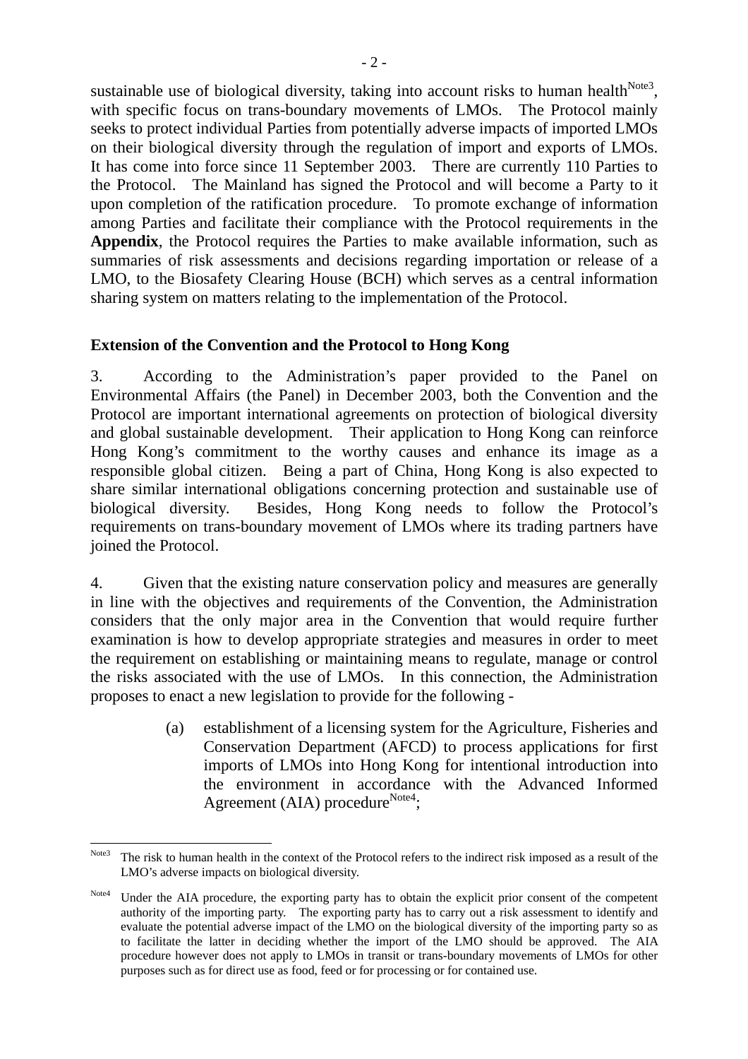sustainable use of biological diversity, taking into account risks to human health[Note3], with specific focus on trans-boundary movements of LMOs. The Protocol mainly seeks to protect individual Parties from potentially adverse impacts of imported LMOs on their biological diversity through the regulation of import and exports of LMOs. It has come into force since 11 September 2003. There are currently 110 Parties to the Protocol. The Mainland has signed the Protocol and will become a Party to it upon completion of the ratification procedure. To promote exchange of information among Parties and facilitate their compliance with the Protocol requirements in the **Appendix**, the Protocol requires the Parties to make available information, such as summaries of risk assessments and decisions regarding importation or release of a LMO, to the Biosafety Clearing House (BCH) which serves as a central information sharing system on matters relating to the implementation of the Protocol.

**Extension of the Convention and the Protocol to Hong Kong**

3. According to the Administration's paper provided to the Panel on Environmental Affairs (the Panel) in December 2003, both the Convention and the Protocol are important international agreements on protection of biological diversity and global sustainable development. Their application to Hong Kong can reinforce Hong Kong's commitment to the worthy causes and enhance its image as a responsible global citizen. Being a part of China, Hong Kong is also expected to share similar international obligations concerning protection and sustainable use of biological diversity. Besides, Hong Kong needs to follow the Protocol's requirements on trans-boundary movement of LMOs where its trading partners have joined the Protocol.

4. Given that the existing nature conservation policy and measures are generally in line with the objectives and requirements of the Convention, the Administration considers that the only major area in the Convention that would require further examination is how to develop appropriate strategies and measures in order to meet the requirement on establishing or maintaining means to regulate, manage or control the risks associated with the use of LMOs. In this connection, the Administration proposes to enact a new legislation to provide for the following -

(a) establishment of a licensing system for the Agriculture, Fisheries and Conservation Department (AFCD) to process applications for first imports of LMOs into Hong Kong for intentional introduction into the environment in accordance with the Advanced Informed Agreement (AIA) procedure[Note4];

---

[Note3] The risk to human health in the context of the Protocol refers to the indirect risk imposed as a result of the LMO's adverse impacts on biological diversity.

[Note4] Under the AIA procedure, the exporting party has to obtain the explicit prior consent of the competent authority of the importing party. The exporting party has to carry out a risk assessment to identify and evaluate the potential adverse impact of the LMO on the biological diversity of the importing party so as to facilitate the latter in deciding whether the import of the LMO should be approved. The AIA procedure however does not apply to LMOs in transit or trans-boundary movements of LMOs for other purposes such as for direct use as food, feed or for processing or for contained use.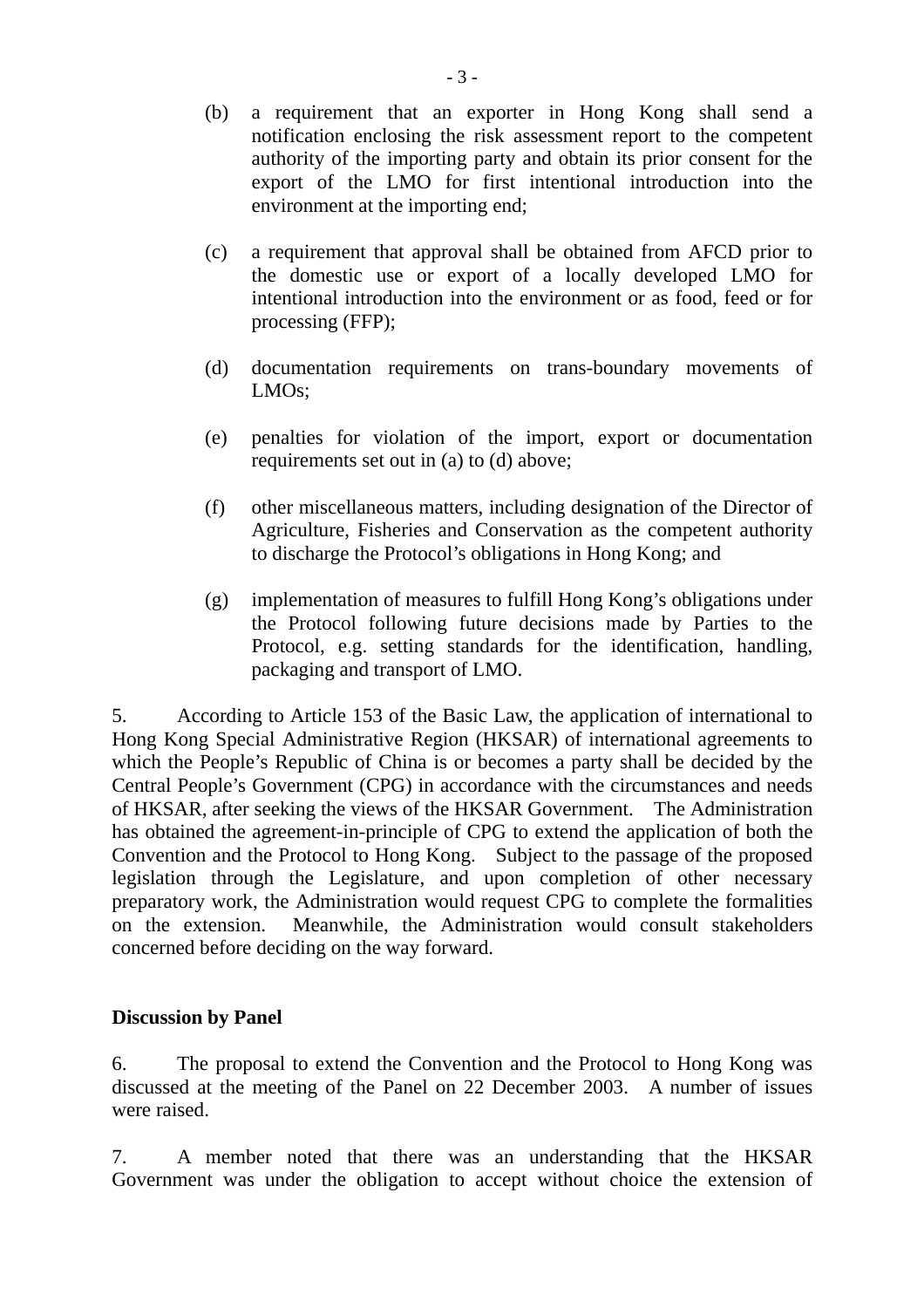(b) a requirement that an exporter in Hong Kong shall send a notification enclosing the risk assessment report to the competent authority of the importing party and obtain its prior consent for the export of the LMO for first intentional introduction into the environment at the importing end;

(c) a requirement that approval shall be obtained from AFCD prior to the domestic use or export of a locally developed LMO for intentional introduction into the environment or as food, feed or for processing (FFP);

(d) documentation requirements on trans-boundary movements of LMOs;

(e) penalties for violation of the import, export or documentation requirements set out in (a) to (d) above;

(f) other miscellaneous matters, including designation of the Director of Agriculture, Fisheries and Conservation as the competent authority to discharge the Protocol's obligations in Hong Kong; and

(g) implementation of measures to fulfill Hong Kong's obligations under the Protocol following future decisions made by Parties to the Protocol, e.g. setting standards for the identification, handling, packaging and transport of LMO.

5. According to Article 153 of the Basic Law, the application of international to Hong Kong Special Administrative Region (HKSAR) of international agreements to which the People's Republic of China is or becomes a party shall be decided by the Central People's Government (CPG) in accordance with the circumstances and needs of HKSAR, after seeking the views of the HKSAR Government. The Administration has obtained the agreement-in-principle of CPG to extend the application of both the Convention and the Protocol to Hong Kong. Subject to the passage of the proposed legislation through the Legislature, and upon completion of other necessary preparatory work, the Administration would request CPG to complete the formalities on the extension. Meanwhile, the Administration would consult stakeholders concerned before deciding on the way forward.

**Discussion by Panel**

6. The proposal to extend the Convention and the Protocol to Hong Kong was discussed at the meeting of the Panel on 22 December 2003. A number of issues were raised.

7. A member noted that there was an understanding that the HKSAR Government was under the obligation to accept without choice the extension of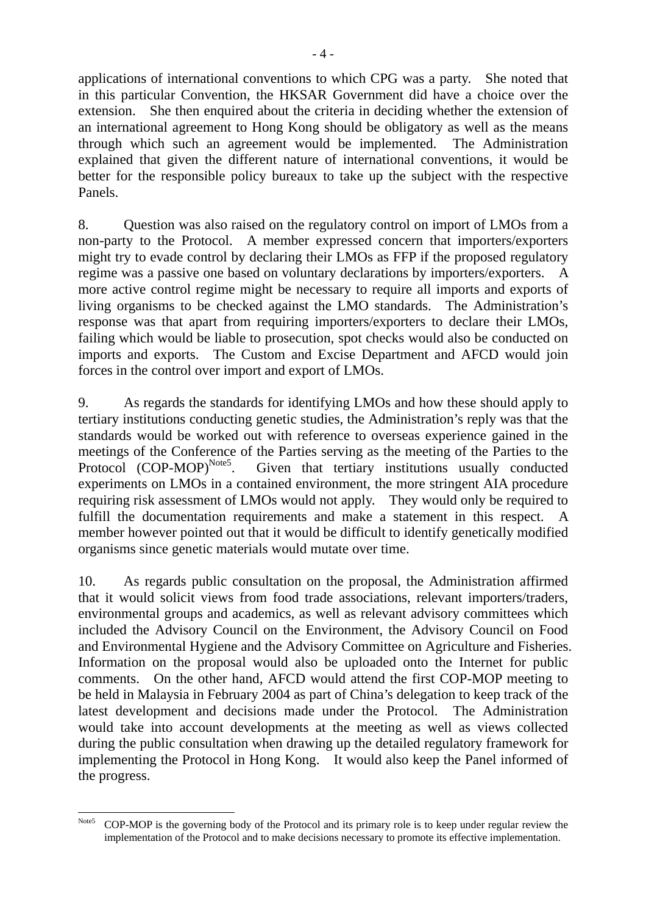applications of international conventions to which CPG was a party. She noted that in this particular Convention, the HKSAR Government did have a choice over the extension. She then enquired about the criteria in deciding whether the extension of an international agreement to Hong Kong should be obligatory as well as the means through which such an agreement would be implemented. The Administration explained that given the different nature of international conventions, it would be better for the responsible policy bureaux to take up the subject with the respective Panels.

8. Question was also raised on the regulatory control on import of LMOs from a non-party to the Protocol. A member expressed concern that importers/exporters might try to evade control by declaring their LMOs as FFP if the proposed regulatory regime was a passive one based on voluntary declarations by importers/exporters. A more active control regime might be necessary to require all imports and exports of living organisms to be checked against the LMO standards. The Administration's response was that apart from requiring importers/exporters to declare their LMOs, failing which would be liable to prosecution, spot checks would also be conducted on imports and exports. The Custom and Excise Department and AFCD would join forces in the control over import and export of LMOs.

9. As regards the standards for identifying LMOs and how these should apply to tertiary institutions conducting genetic studies, the Administration's reply was that the standards would be worked out with reference to overseas experience gained in the meetings of the Conference of the Parties serving as the meeting of the Parties to the Protocol (COP-MOP)[Note5]. Given that tertiary institutions usually conducted experiments on LMOs in a contained environment, the more stringent AIA procedure requiring risk assessment of LMOs would not apply. They would only be required to fulfill the documentation requirements and make a statement in this respect. A member however pointed out that it would be difficult to identify genetically modified organisms since genetic materials would mutate over time.

10. As regards public consultation on the proposal, the Administration affirmed that it would solicit views from food trade associations, relevant importers/traders, environmental groups and academics, as well as relevant advisory committees which included the Advisory Council on the Environment, the Advisory Council on Food and Environmental Hygiene and the Advisory Committee on Agriculture and Fisheries. Information on the proposal would also be uploaded onto the Internet for public comments. On the other hand, AFCD would attend the first COP-MOP meeting to be held in Malaysia in February 2004 as part of China's delegation to keep track of the latest development and decisions made under the Protocol. The Administration would take into account developments at the meeting as well as views collected during the public consultation when drawing up the detailed regulatory framework for implementing the Protocol in Hong Kong. It would also keep the Panel informed of the progress.

---

[Note5] COP-MOP is the governing body of the Protocol and its primary role is to keep under regular review the implementation of the Protocol and to make decisions necessary to promote its effective implementation.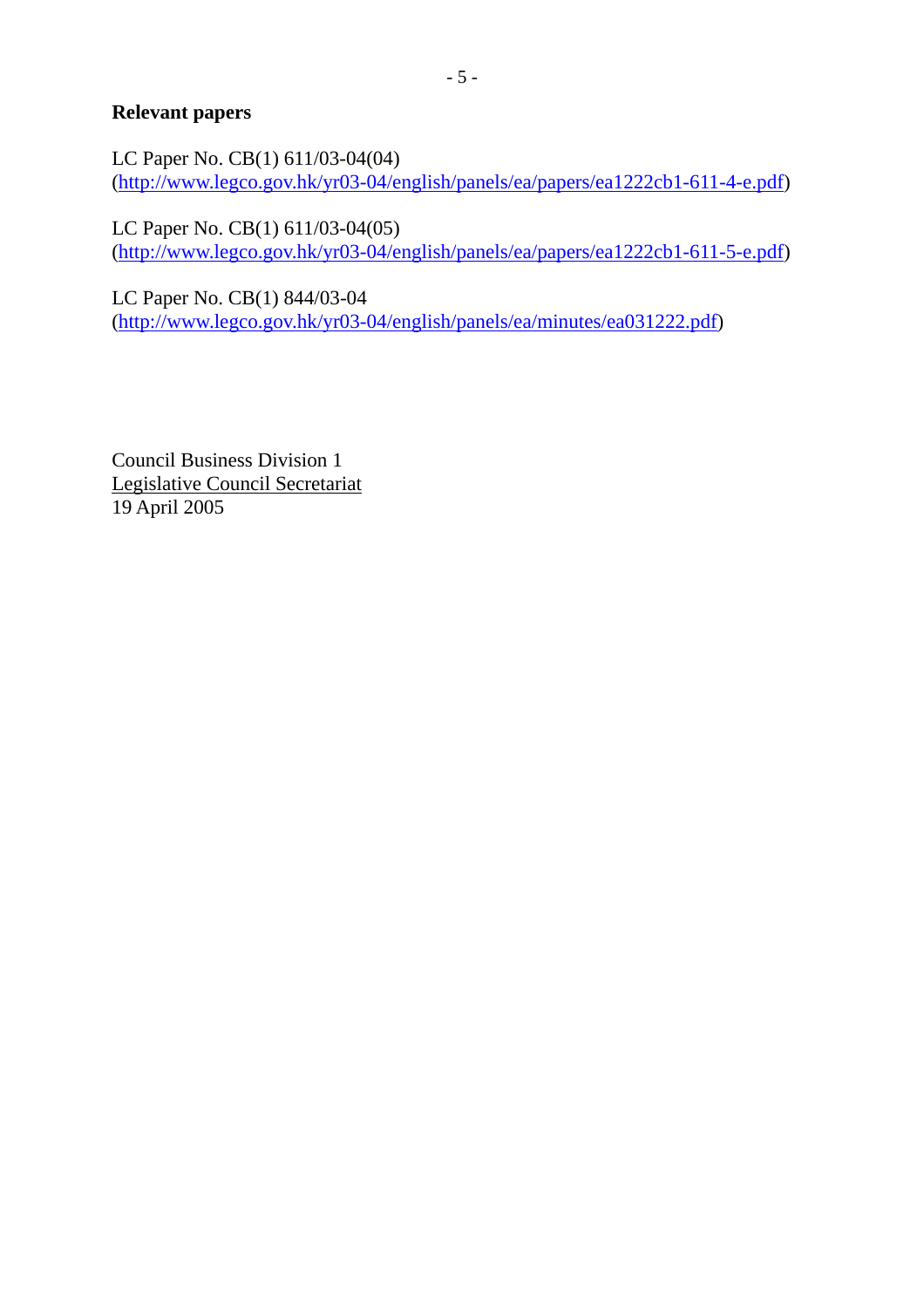**Relevant papers**

LC Paper No. CB(1) 611/03-04(04)
(http://www.legco.gov.hk/yr03-04/english/panels/ea/papers/ea1222cb1-611-4-e.pdf)

LC Paper No. CB(1) 611/03-04(05)
(http://www.legco.gov.hk/yr03-04/english/panels/ea/papers/ea1222cb1-611-5-e.pdf)

LC Paper No. CB(1) 844/03-04
(http://www.legco.gov.hk/yr03-04/english/panels/ea/minutes/ea031222.pdf)

Council Business Division 1
Legislative Council Secretariat
19 April 2005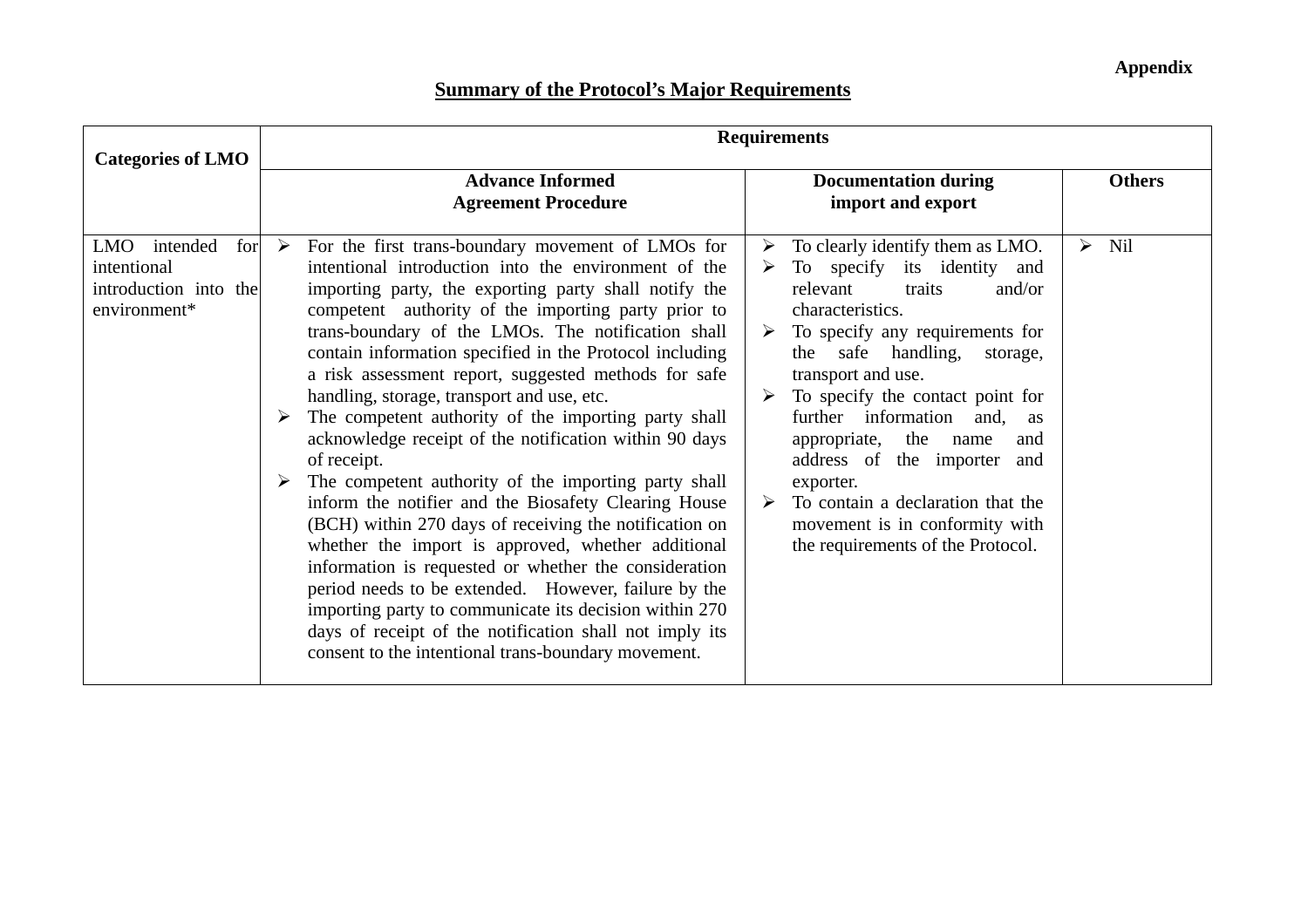**Appendix**

## Summary of the Protocol's Major Requirements

| Categories of LMO | Requirements | | |
|---|---|---|---|
| | **Advance Informed Agreement Procedure** | **Documentation during import and export** | **Others** |
| LMO intended for intentional introduction into the environment* | ➢ For the first trans-boundary movement of LMOs for intentional introduction into the environment of the importing party, the exporting party shall notify the competent authority of the importing party prior to trans-boundary of the LMOs. The notification shall contain information specified in the Protocol including a risk assessment report, suggested methods for safe handling, storage, transport and use, etc.<br>➢ The competent authority of the importing party shall acknowledge receipt of the notification within 90 days of receipt.<br>➢ The competent authority of the importing party shall inform the notifier and the Biosafety Clearing House (BCH) within 270 days of receiving the notification on whether the import is approved, whether additional information is requested or whether the consideration period needs to be extended. However, failure by the importing party to communicate its decision within 270 days of receipt of the notification shall not imply its consent to the intentional trans-boundary movement. | ➢ To clearly identify them as LMO.<br>➢ To specify its identity and relevant traits and/or characteristics.<br>➢ To specify any requirements for the safe handling, storage, transport and use.<br>➢ To specify the contact point for further information and, as appropriate, the name and address of the importer and exporter.<br>➢ To contain a declaration that the movement is in conformity with the requirements of the Protocol. | ➢ Nil |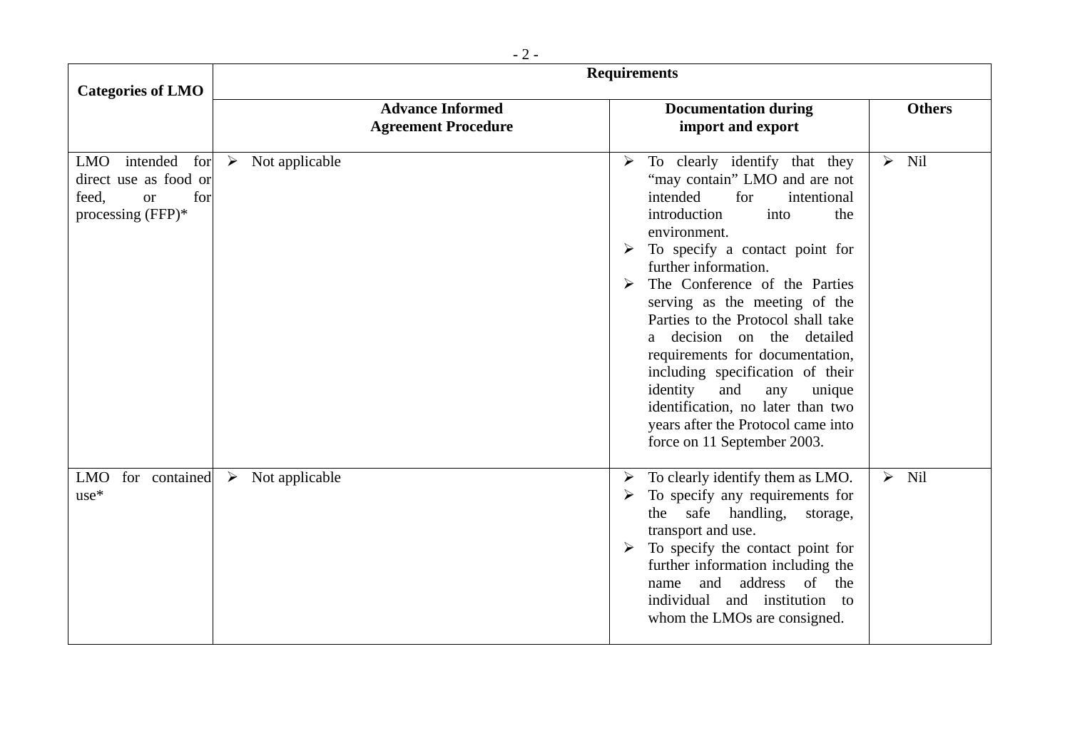| Categories of LMO | Requirements | | |
| --- | --- | --- | --- |
| | **Advance Informed Agreement Procedure** | **Documentation during import and export** | **Others** |
| LMO intended for direct use as food or feed, or for processing (FFP)* | ➢ Not applicable | ➢ To clearly identify that they "may contain" LMO and are not intended for intentional introduction into the environment.<br>➢ To specify a contact point for further information.<br>➢ The Conference of the Parties serving as the meeting of the Parties to the Protocol shall take a decision on the detailed requirements for documentation, including specification of their identity and any unique identification, no later than two years after the Protocol came into force on 11 September 2003. | ➢ Nil |
| LMO for contained use* | ➢ Not applicable | ➢ To clearly identify them as LMO.<br>➢ To specify any requirements for the safe handling, storage, transport and use.<br>➢ To specify the contact point for further information including the name and address of the individual and institution to whom the LMOs are consigned. | ➢ Nil |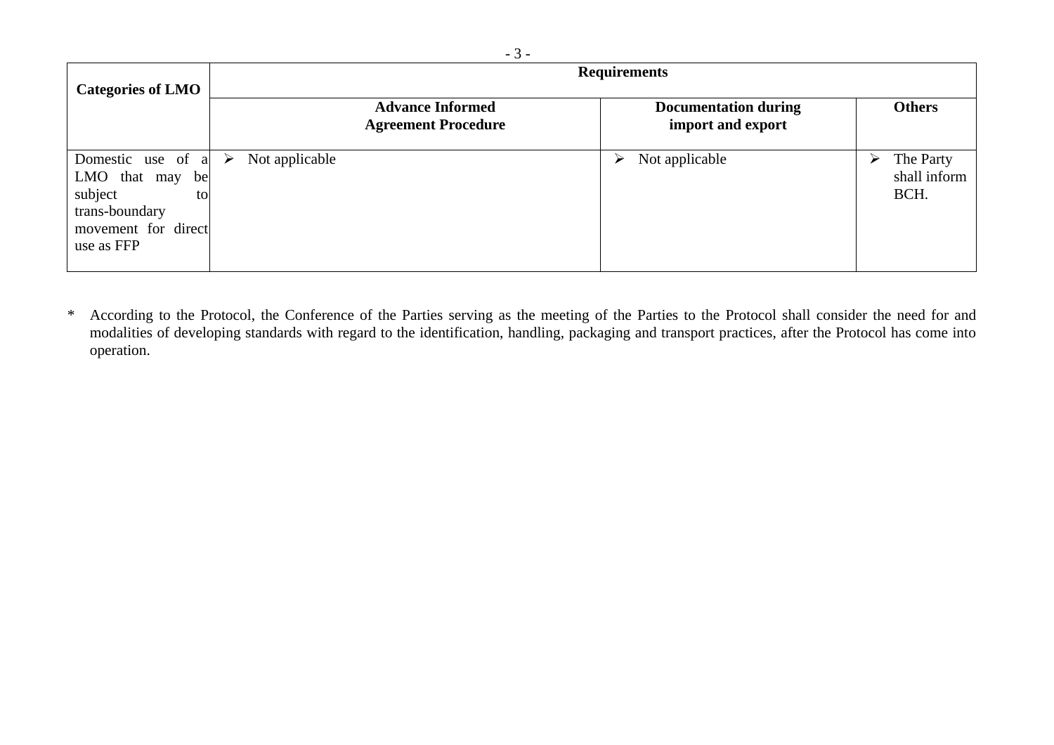| Categories of LMO | Requirements | | |
|---|---|---|---|
| | **Advance Informed Agreement Procedure** | **Documentation during import and export** | **Others** |
| Domestic use of a LMO that may be subject to trans-boundary movement for direct use as FFP | ➢ Not applicable | ➢ Not applicable | ➢ The Party shall inform BCH. |

\* According to the Protocol, the Conference of the Parties serving as the meeting of the Parties to the Protocol shall consider the need for and modalities of developing standards with regard to the identification, handling, packaging and transport practices, after the Protocol has come into operation.